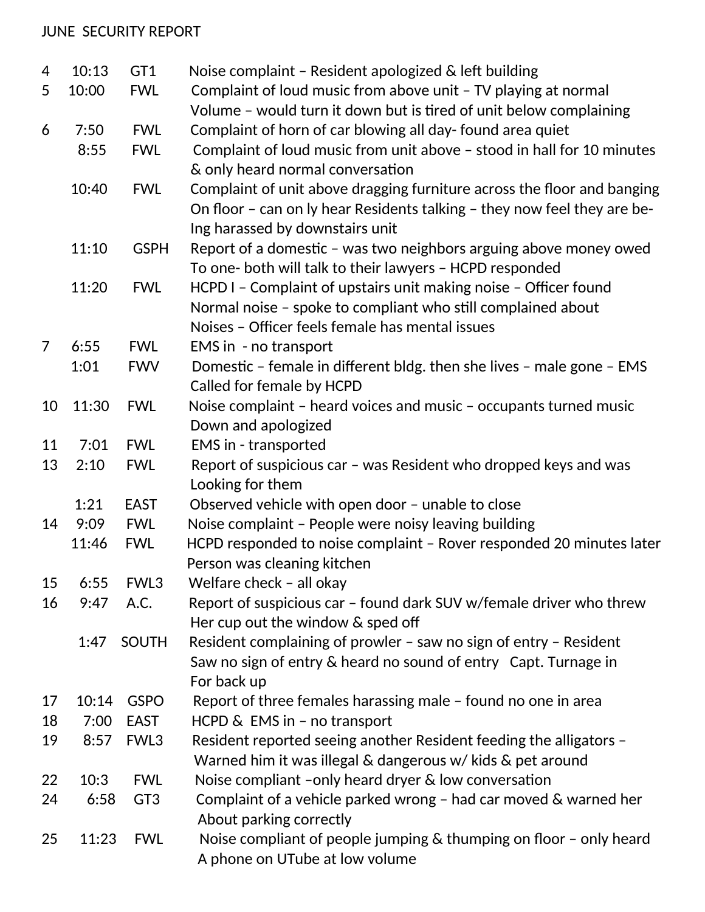JUNE SECURITY REPORT

| Date | Time | Location | Description |
|---|---|---|---|
| 4 | 10:13 | GT1 | Noise complaint – Resident apologized & left building |
| 5 | 10:00 | FWL | Complaint of loud music from above unit – TV playing at normal Volume – would turn it down but is tired of unit below complaining |
| 6 | 7:50 | FWL | Complaint of horn of car blowing all day- found area quiet |
| | 8:55 | FWL | Complaint of loud music from unit above – stood in hall for 10 minutes & only heard normal conversation |
| | 10:40 | FWL | Complaint of unit above dragging furniture across the floor and banging On floor – can on ly hear Residents talking – they now feel they are be-Ing harassed by downstairs unit |
| | 11:10 | GSPH | Report of a domestic – was two neighbors arguing above money owed To one- both will talk to their lawyers – HCPD responded |
| | 11:20 | FWL | HCPD I – Complaint of upstairs unit making noise – Officer found Normal noise – spoke to compliant who still complained about Noises – Officer feels female has mental issues |
| 7 | 6:55 | FWL | EMS in - no transport |
| | 1:01 | FWV | Domestic – female in different bldg. then she lives – male gone – EMS Called for female by HCPD |
| 10 | 11:30 | FWL | Noise complaint – heard voices and music – occupants turned music Down and apologized |
| 11 | 7:01 | FWL | EMS in - transported |
| 13 | 2:10 | FWL | Report of suspicious car – was Resident who dropped keys and was Looking for them |
| | 1:21 | EAST | Observed vehicle with open door – unable to close |
| 14 | 9:09 | FWL | Noise complaint – People were noisy leaving building |
| | 11:46 | FWL | HCPD responded to noise complaint – Rover responded 20 minutes later Person was cleaning kitchen |
| 15 | 6:55 | FWL3 | Welfare check – all okay |
| 16 | 9:47 | A.C. | Report of suspicious car – found dark SUV w/female driver who threw Her cup out the window & sped off |
| | 1:47 | SOUTH | Resident complaining of prowler – saw no sign of entry – Resident Saw no sign of entry & heard no sound of entry Capt. Turnage in For back up |
| 17 | 10:14 | GSPO | Report of three females harassing male – found no one in area |
| 18 | 7:00 | EAST | HCPD & EMS in – no transport |
| 19 | 8:57 | FWL3 | Resident reported seeing another Resident feeding the alligators – Warned him it was illegal & dangerous w/ kids & pet around |
| 22 | 10:3 | FWL | Noise compliant –only heard dryer & low conversation |
| 24 | 6:58 | GT3 | Complaint of a vehicle parked wrong – had car moved & warned her About parking correctly |
| 25 | 11:23 | FWL | Noise compliant of people jumping & thumping on floor – only heard A phone on UTube at low volume |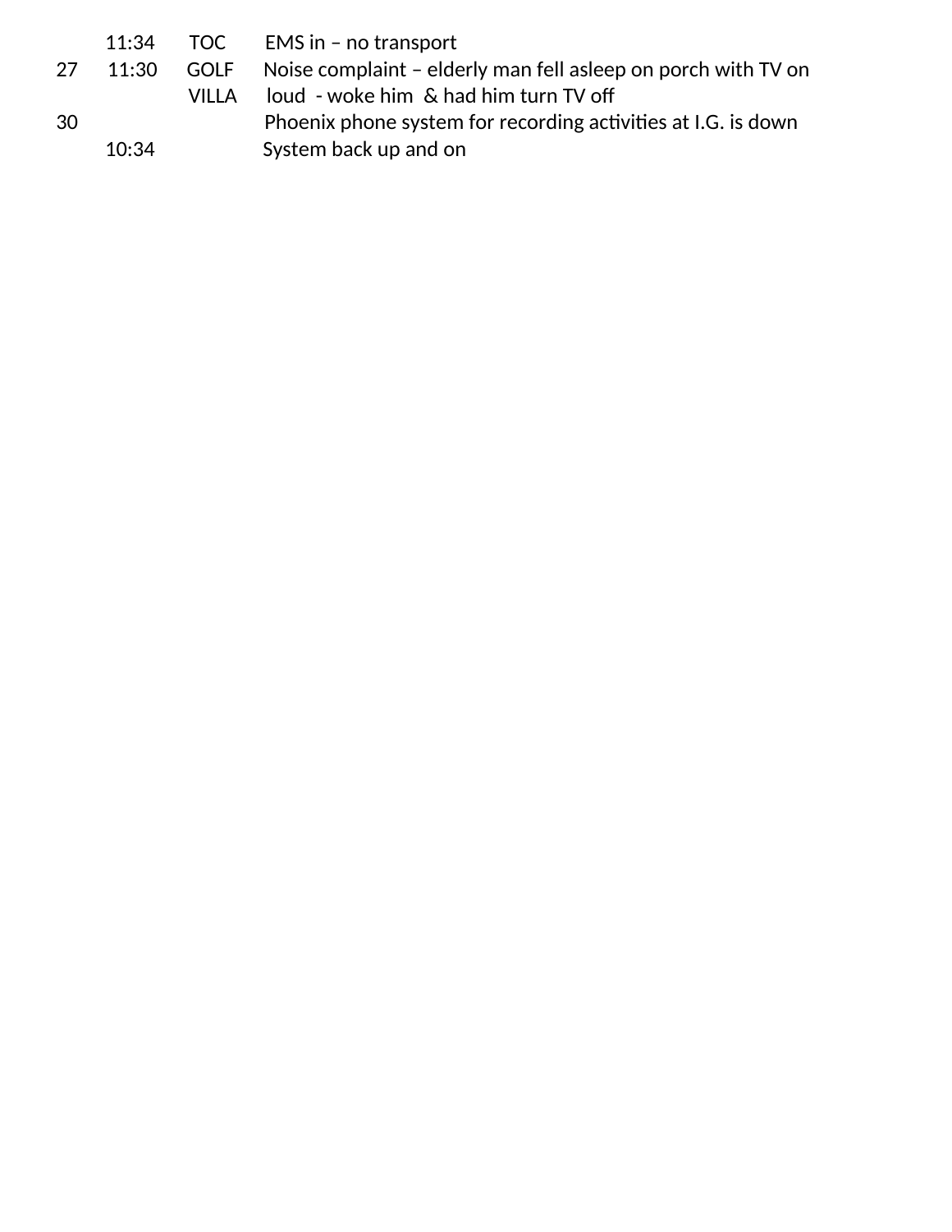| | | | |
|---|---|---|---|
| | 11:34 | TOC | EMS in – no transport |
| 27 | 11:30 | GOLF VILLA | Noise complaint – elderly man fell asleep on porch with TV on loud - woke him & had him turn TV off |
| 30 | | | Phoenix phone system for recording activities at I.G. is down |
| | 10:34 | | System back up and on |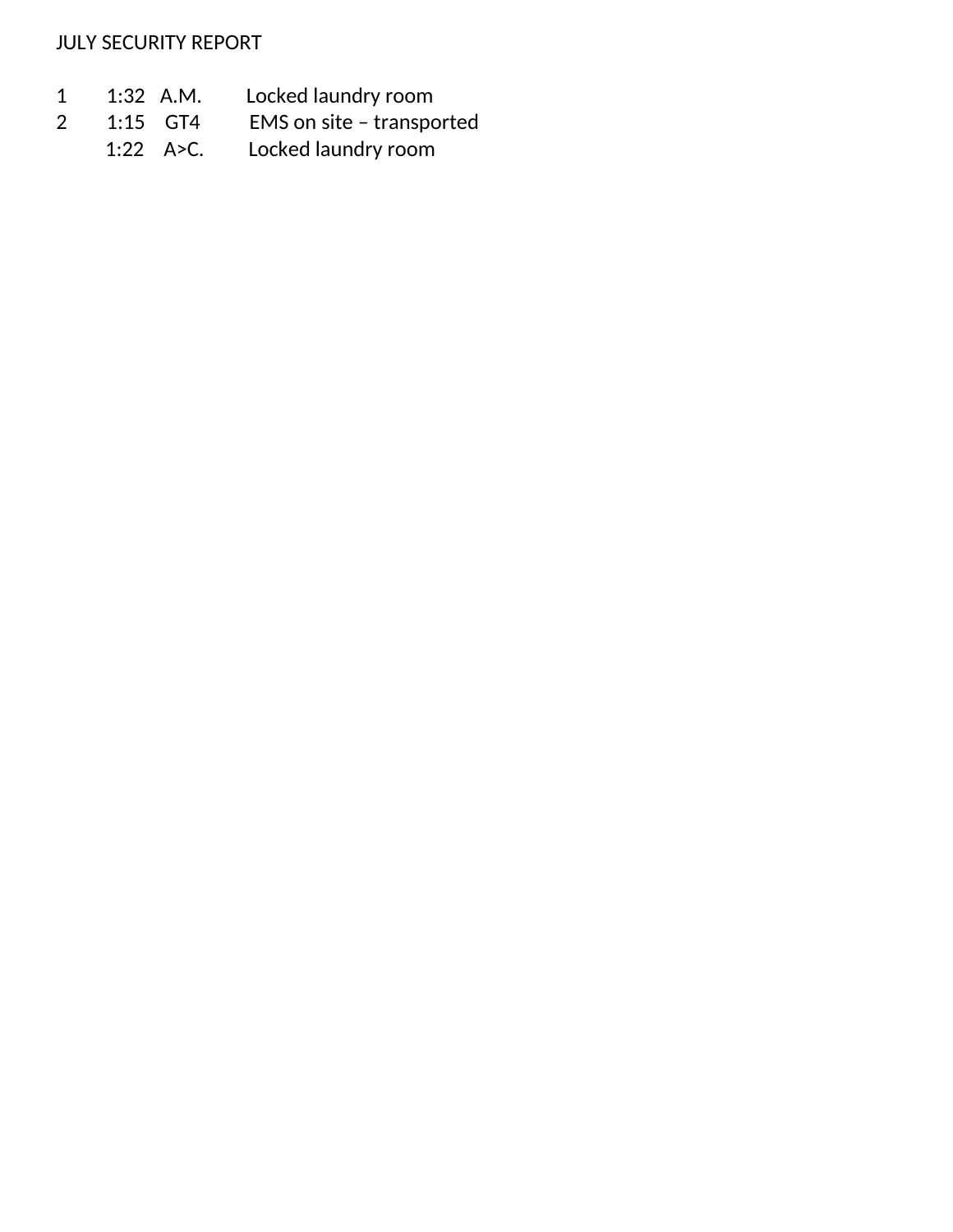JULY SECURITY REPORT

| | | | |
|---|---|---|---|
| 1 | 1:32 | A.M. | Locked laundry room |
| 2 | 1:15 | GT4 | EMS on site – transported |
| | 1:22 | A>C. | Locked laundry room |